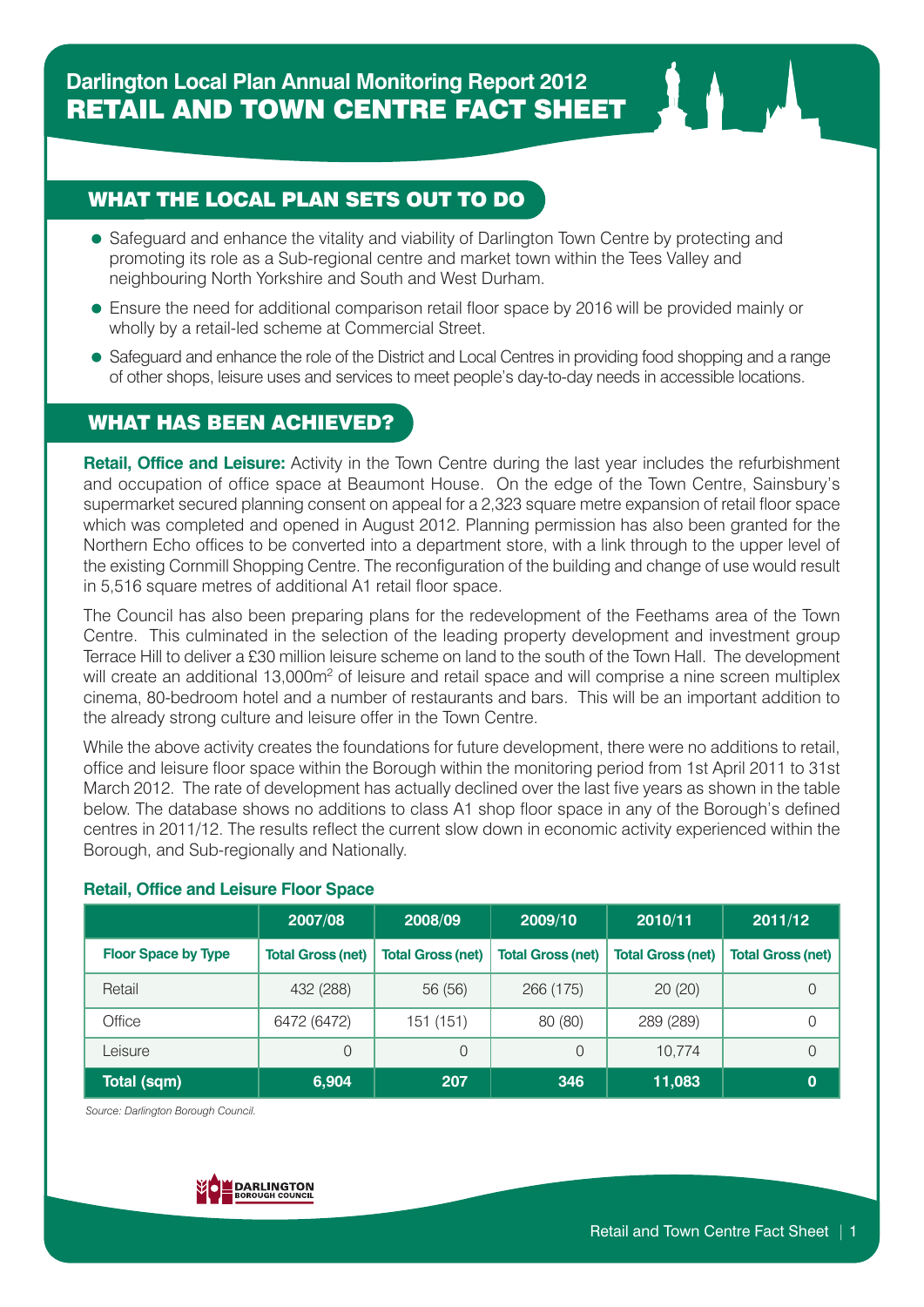# Darlington Local Plan Annual Monitoring Report 2012

# RETAIL AND TOWN CENTRE FACT SHEET

## WHAT THE LOCAL PLAN SETS OUT TO DO

- Safeguard and enhance the vitality and viability of Darlington Town Centre by protecting and promoting its role as a Sub-regional centre and market town within the Tees Valley and neighbouring North Yorkshire and South and West Durham.
- Ensure the need for additional comparison retail floor space by 2016 will be provided mainly or wholly by a retail-led scheme at Commercial Street.
- Safeguard and enhance the role of the District and Local Centres in providing food shopping and a range of other shops, leisure uses and services to meet people's day-to-day needs in accessible locations.

## WHAT HAS BEEN ACHIEVED?

**Retail, Office and Leisure:** Activity in the Town Centre during the last year includes the refurbishment and occupation of office space at Beaumont House. On the edge of the Town Centre, Sainsbury's supermarket secured planning consent on appeal for a 2,323 square metre expansion of retail floor space which was completed and opened in August 2012. Planning permission has also been granted for the Northern Echo offices to be converted into a department store, with a link through to the upper level of the existing Cornmill Shopping Centre. The reconfiguration of the building and change of use would result in 5,516 square metres of additional A1 retail floor space.

The Council has also been preparing plans for the redevelopment of the Feethams area of the Town Centre. This culminated in the selection of the leading property development and investment group Terrace Hill to deliver a £30 million leisure scheme on land to the south of the Town Hall. The development will create an additional 13,000m$^2$ of leisure and retail space and will comprise a nine screen multiplex cinema, 80-bedroom hotel and a number of restaurants and bars. This will be an important addition to the already strong culture and leisure offer in the Town Centre.

While the above activity creates the foundations for future development, there were no additions to retail, office and leisure floor space within the Borough within the monitoring period from 1st April 2011 to 31st March 2012. The rate of development has actually declined over the last five years as shown in the table below. The database shows no additions to class A1 shop floor space in any of the Borough's defined centres in 2011/12. The results reflect the current slow down in economic activity experienced within the Borough, and Sub-regionally and Nationally.

### Retail, Office and Leisure Floor Space

| | 2007/08 | 2008/09 | 2009/10 | 2010/11 | 2011/12 |
|---|---|---|---|---|---|
| **Floor Space by Type** | **Total Gross (net)** | **Total Gross (net)** | **Total Gross (net)** | **Total Gross (net)** | **Total Gross (net)** |
| Retail | 432 (288) | 56 (56) | 266 (175) | 20 (20) | 0 |
| Office | 6472 (6472) | 151 (151) | 80 (80) | 289 (289) | 0 |
| Leisure | 0 | 0 | 0 | 10,774 | 0 |
| **Total (sqm)** | **6,904** | **207** | **346** | **11,083** | **0** |

*Source: Darlington Borough Council.*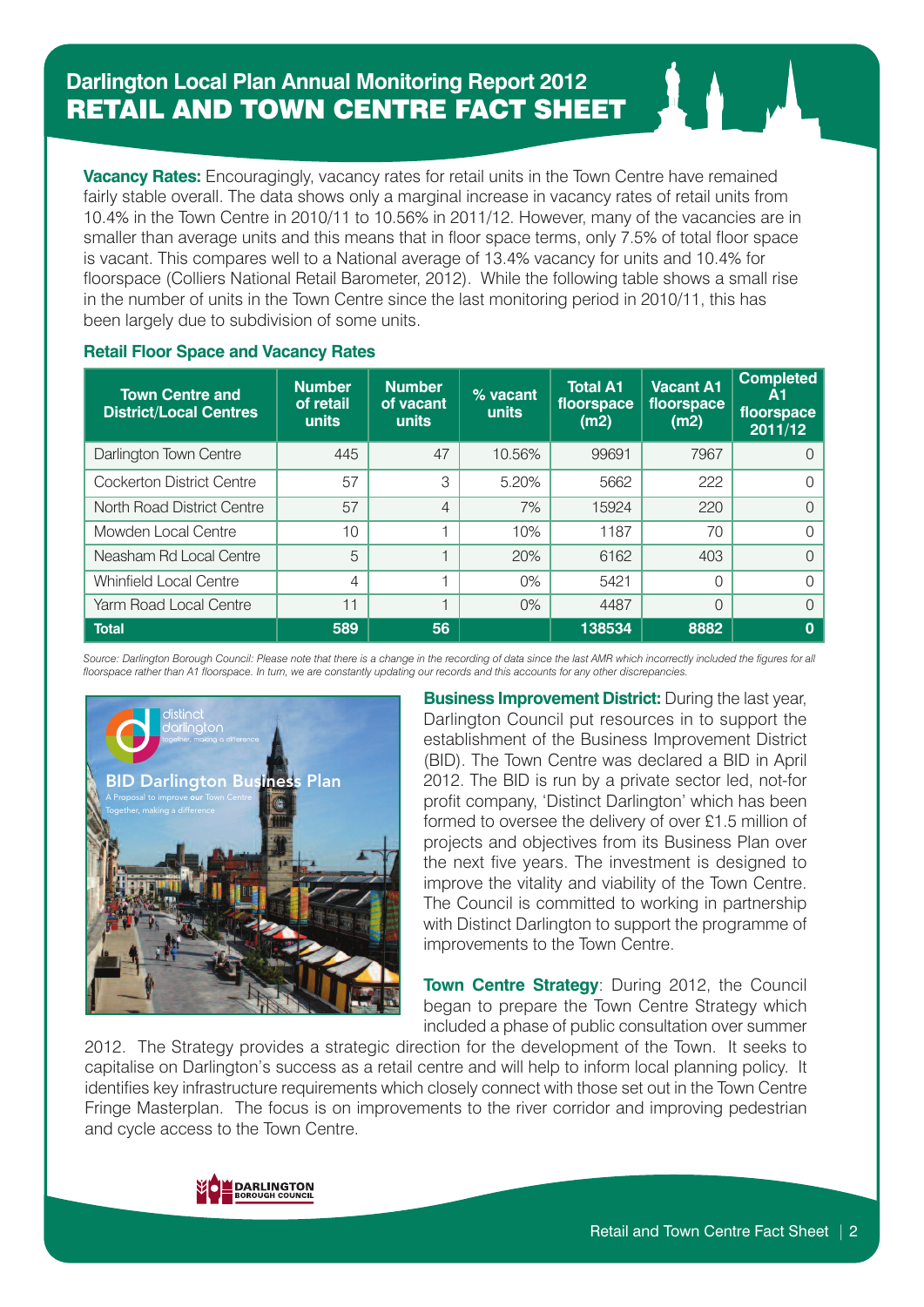# Darlington Local Plan Annual Monitoring Report 2012
## RETAIL AND TOWN CENTRE FACT SHEET

**Vacancy Rates:** Encouragingly, vacancy rates for retail units in the Town Centre have remained fairly stable overall. The data shows only a marginal increase in vacancy rates of retail units from 10.4% in the Town Centre in 2010/11 to 10.56% in 2011/12. However, many of the vacancies are in smaller than average units and this means that in floor space terms, only 7.5% of total floor space is vacant. This compares well to a National average of 13.4% vacancy for units and 10.4% for floorspace (Colliers National Retail Barometer, 2012). While the following table shows a small rise in the number of units in the Town Centre since the last monitoring period in 2010/11, this has been largely due to subdivision of some units.

### Retail Floor Space and Vacancy Rates

| Town Centre and District/Local Centres | Number of retail units | Number of vacant units | % vacant units | Total A1 floorspace (m2) | Vacant A1 floorspace (m2) | Completed A1 floorspace 2011/12 |
|---|---|---|---|---|---|---|
| Darlington Town Centre | 445 | 47 | 10.56% | 99691 | 7967 | 0 |
| Cockerton District Centre | 57 | 3 | 5.20% | 5662 | 222 | 0 |
| North Road District Centre | 57 | 4 | 7% | 15924 | 220 | 0 |
| Mowden Local Centre | 10 | 1 | 10% | 1187 | 70 | 0 |
| Neasham Rd Local Centre | 5 | 1 | 20% | 6162 | 403 | 0 |
| Whinfield Local Centre | 4 | 1 | 0% | 5421 | 0 | 0 |
| Yarm Road Local Centre | 11 | 1 | 0% | 4487 | 0 | 0 |
| **Total** | **589** | **56** | | **138534** | **8882** | **0** |

*Source: Darlington Borough Council: Please note that there is a change in the recording of data since the last AMR which incorrectly included the figures for all floorspace rather than A1 floorspace. In turn, we are constantly updating our records and this accounts for any other discrepancies.*

**Business Improvement District:** During the last year, Darlington Council put resources in to support the establishment of the Business Improvement District (BID). The Town Centre was declared a BID in April 2012. The BID is run by a private sector led, not-for profit company, 'Distinct Darlington' which has been formed to oversee the delivery of over £1.5 million of projects and objectives from its Business Plan over the next five years. The investment is designed to improve the vitality and viability of the Town Centre. The Council is committed to working in partnership with Distinct Darlington to support the programme of improvements to the Town Centre.

**Town Centre Strategy**: During 2012, the Council began to prepare the Town Centre Strategy which included a phase of public consultation over summer 2012. The Strategy provides a strategic direction for the development of the Town. It seeks to capitalise on Darlington's success as a retail centre and will help to inform local planning policy. It identifies key infrastructure requirements which closely connect with those set out in the Town Centre Fringe Masterplan. The focus is on improvements to the river corridor and improving pedestrian and cycle access to the Town Centre.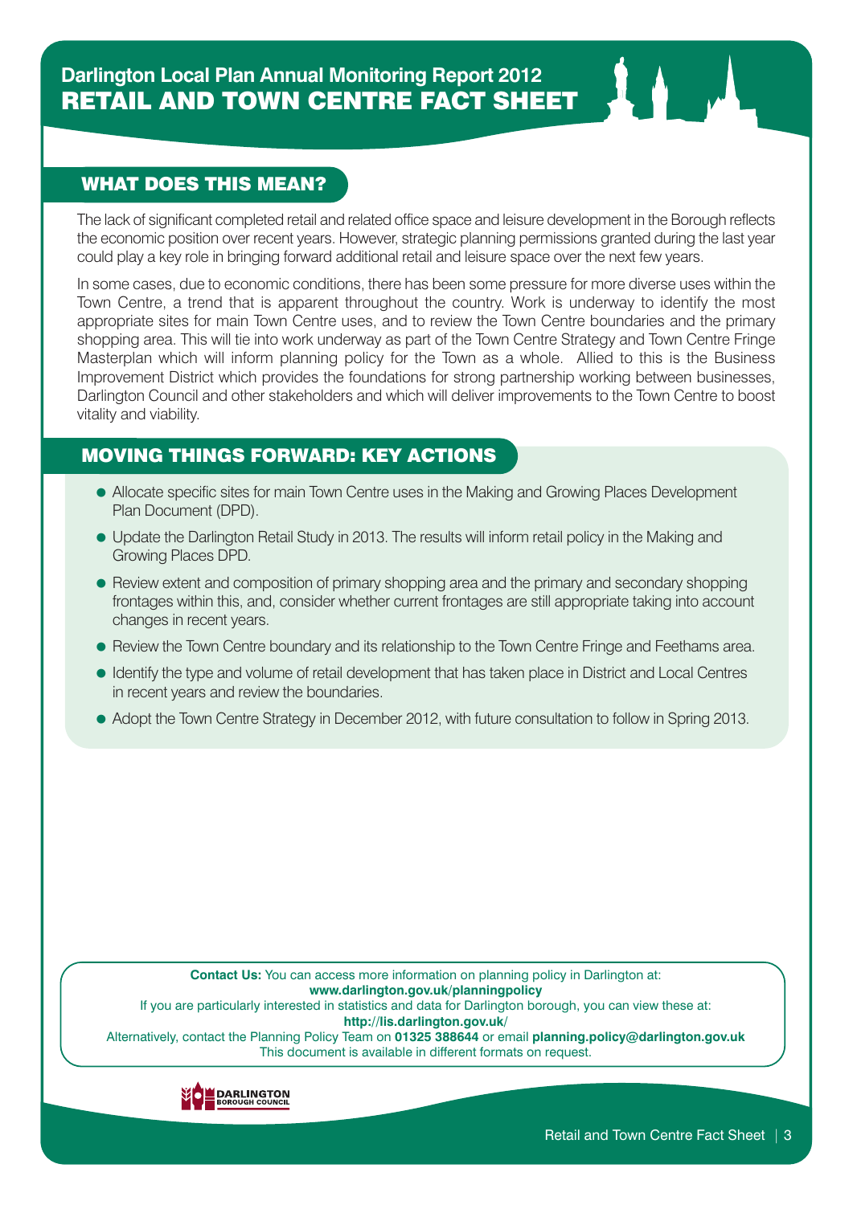# Darlington Local Plan Annual Monitoring Report 2012

## RETAIL AND TOWN CENTRE FACT SHEET

## WHAT DOES THIS MEAN?

The lack of significant completed retail and related office space and leisure development in the Borough reflects the economic position over recent years. However, strategic planning permissions granted during the last year could play a key role in bringing forward additional retail and leisure space over the next few years.

In some cases, due to economic conditions, there has been some pressure for more diverse uses within the Town Centre, a trend that is apparent throughout the country. Work is underway to identify the most appropriate sites for main Town Centre uses, and to review the Town Centre boundaries and the primary shopping area. This will tie into work underway as part of the Town Centre Strategy and Town Centre Fringe Masterplan which will inform planning policy for the Town as a whole. Allied to this is the Business Improvement District which provides the foundations for strong partnership working between businesses, Darlington Council and other stakeholders and which will deliver improvements to the Town Centre to boost vitality and viability.

## MOVING THINGS FORWARD: KEY ACTIONS

- Allocate specific sites for main Town Centre uses in the Making and Growing Places Development Plan Document (DPD).
- Update the Darlington Retail Study in 2013. The results will inform retail policy in the Making and Growing Places DPD.
- Review extent and composition of primary shopping area and the primary and secondary shopping frontages within this, and, consider whether current frontages are still appropriate taking into account changes in recent years.
- Review the Town Centre boundary and its relationship to the Town Centre Fringe and Feethams area.
- Identify the type and volume of retail development that has taken place in District and Local Centres in recent years and review the boundaries.
- Adopt the Town Centre Strategy in December 2012, with future consultation to follow in Spring 2013.

**Contact Us:** You can access more information on planning policy in Darlington at:
**www.darlington.gov.uk/planningpolicy**
If you are particularly interested in statistics and data for Darlington borough, you can view these at:
**http://lis.darlington.gov.uk/**
Alternatively, contact the Planning Policy Team on **01325 388644** or email **planning.policy@darlington.gov.uk**
This document is available in different formats on request.

DARLINGTON BOROUGH COUNCIL